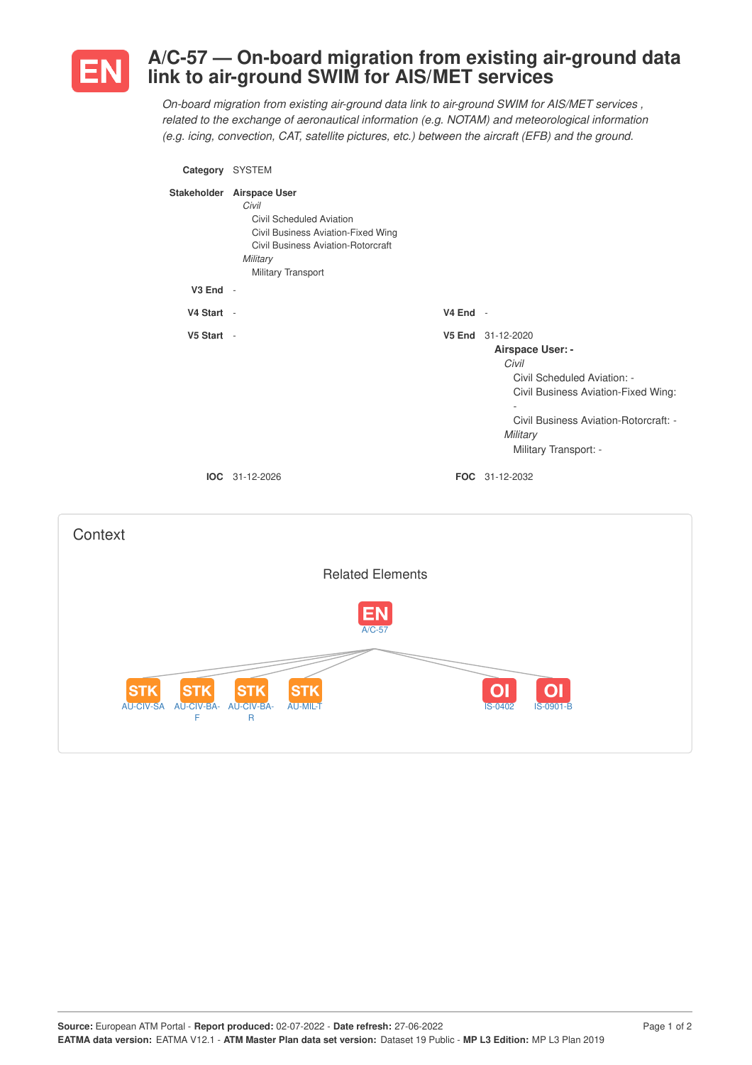# EN A/C-57 — On-board migration from existing air-ground data link to air-ground SWIM for AIS/MET services

*On-board migration from existing air-ground data link to air-ground SWIM for AIS/MET services , related to the exchange of aeronautical information (e.g. NOTAM) and meteorological information (e.g. icing, convection, CAT, satellite pictures, etc.) between the aircraft (EFB) and the ground.*

**Category** SYSTEM

**Stakeholder** **Airspace User**
*Civil*
Civil Scheduled Aviation
Civil Business Aviation-Fixed Wing
Civil Business Aviation-Rotorcraft
*Military*
Military Transport

**V3 End** -

**V4 Start** -

**V4 End** -

**V5 Start** -

**V5 End** 31-12-2020
**Airspace User: -**
*Civil*
Civil Scheduled Aviation: -
Civil Business Aviation-Fixed Wing: -
Civil Business Aviation-Rotorcraft: -
*Military*
Military Transport: -

**IOC** 31-12-2026

**FOC** 31-12-2032

## Context

### Related Elements

EN A/C-57

STK AU-CIV-SA, STK AU-CIV-BA-F, STK AU-CIV-BA-R, STK AU-MIL-T

OI IS-0402, OI IS-0901-B

**Source:** European ATM Portal - **Report produced:** 02-07-2022 - **Date refresh:** 27-06-2022
**EATMA data version:** EATMA V12.1 - **ATM Master Plan data set version:** Dataset 19 Public - **MP L3 Edition:** MP L3 Plan 2019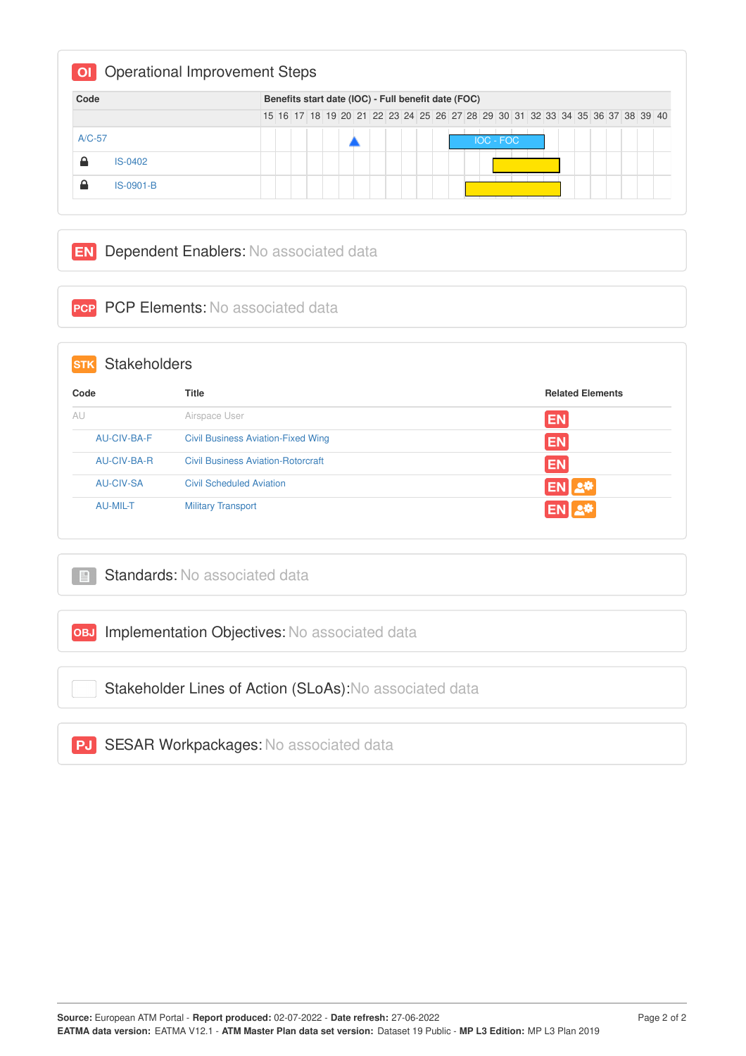## OI Operational Improvement Steps

Code | Benefits start date (IOC) - Full benefit date (FOC)

15 16 17 18 19 20 21 22 23 24 25 26 27 28 29 30 31 32 33 34 35 36 37 38 39 40

A/C-57 — IOC - FOC

IS-0402

IS-0901-B

## EN Dependent Enablers: No associated data

## PCP PCP Elements: No associated data

## STK Stakeholders

| Code | Title | Related Elements |
| --- | --- | --- |
| AU | Airspace User | EN |
| AU-CIV-BA-F | Civil Business Aviation-Fixed Wing | EN |
| AU-CIV-BA-R | Civil Business Aviation-Rotorcraft | EN |
| AU-CIV-SA | Civil Scheduled Aviation | EN |
| AU-MIL-T | Military Transport | EN |

## Standards: No associated data

## OBJ Implementation Objectives: No associated data

## Stakeholder Lines of Action (SLoAs): No associated data

## PJ SESAR Workpackages: No associated data

**Source:** European ATM Portal - **Report produced:** 02-07-2022 - **Date refresh:** 27-06-2022
**EATMA data version:** EATMA V12.1 - **ATM Master Plan data set version:** Dataset 19 Public - **MP L3 Edition:** MP L3 Plan 2019